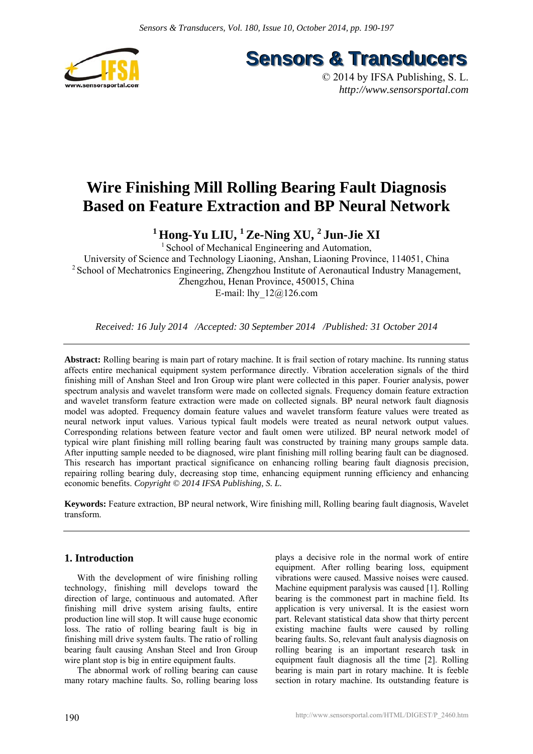# Wire Finishing Mill Rolling Bearing Fault Diagnosis Based on Feature Extraction and BP Neural Network

**[1] Hong-Yu LIU, [1] Ze-Ning XU, [2] Jun-Jie XI**

[1] School of Mechanical Engineering and Automation,
University of Science and Technology Liaoning, Anshan, Liaoning Province, 114051, China
[2] School of Mechatronics Engineering, Zhengzhou Institute of Aeronautical Industry Management,
Zhengzhou, Henan Province, 450015, China
E-mail: lhy_12@126.com

*Received: 16 July 2014 /Accepted: 30 September 2014 /Published: 31 October 2014*

---

**Abstract:** Rolling bearing is main part of rotary machine. It is frail section of rotary machine. Its running status affects entire mechanical equipment system performance directly. Vibration acceleration signals of the third finishing mill of Anshan Steel and Iron Group wire plant were collected in this paper. Fourier analysis, power spectrum analysis and wavelet transform were made on collected signals. Frequency domain feature extraction and wavelet transform feature extraction were made on collected signals. BP neural network fault diagnosis model was adopted. Frequency domain feature values and wavelet transform feature values were treated as neural network input values. Various typical fault models were treated as neural network output values. Corresponding relations between feature vector and fault omen were utilized. BP neural network model of typical wire plant finishing mill rolling bearing fault was constructed by training many groups sample data. After inputting sample needed to be diagnosed, wire plant finishing mill rolling bearing fault can be diagnosed. This research has important practical significance on enhancing rolling bearing fault diagnosis precision, repairing rolling bearing duly, decreasing stop time, enhancing equipment running efficiency and enhancing economic benefits. *Copyright © 2014 IFSA Publishing, S. L.*

**Keywords:** Feature extraction, BP neural network, Wire finishing mill, Rolling bearing fault diagnosis, Wavelet transform.

---

## 1. Introduction

With the development of wire finishing rolling technology, finishing mill develops toward the direction of large, continuous and automated. After finishing mill drive system arising faults, entire production line will stop. It will cause huge economic loss. The ratio of rolling bearing fault is big in finishing mill drive system faults. The ratio of rolling bearing fault causing Anshan Steel and Iron Group wire plant stop is big in entire equipment faults.

The abnormal work of rolling bearing can cause many rotary machine faults. So, rolling bearing loss plays a decisive role in the normal work of entire equipment. After rolling bearing loss, equipment vibrations were caused. Massive noises were caused. Machine equipment paralysis was caused [1]. Rolling bearing is the commonest part in machine field. Its application is very universal. It is the easiest worn part. Relevant statistical data show that thirty percent existing machine faults were caused by rolling bearing faults. So, relevant fault analysis diagnosis on rolling bearing is an important research task in equipment fault diagnosis all the time [2]. Rolling bearing is main part in rotary machine. It is feeble section in rotary machine. Its outstanding feature is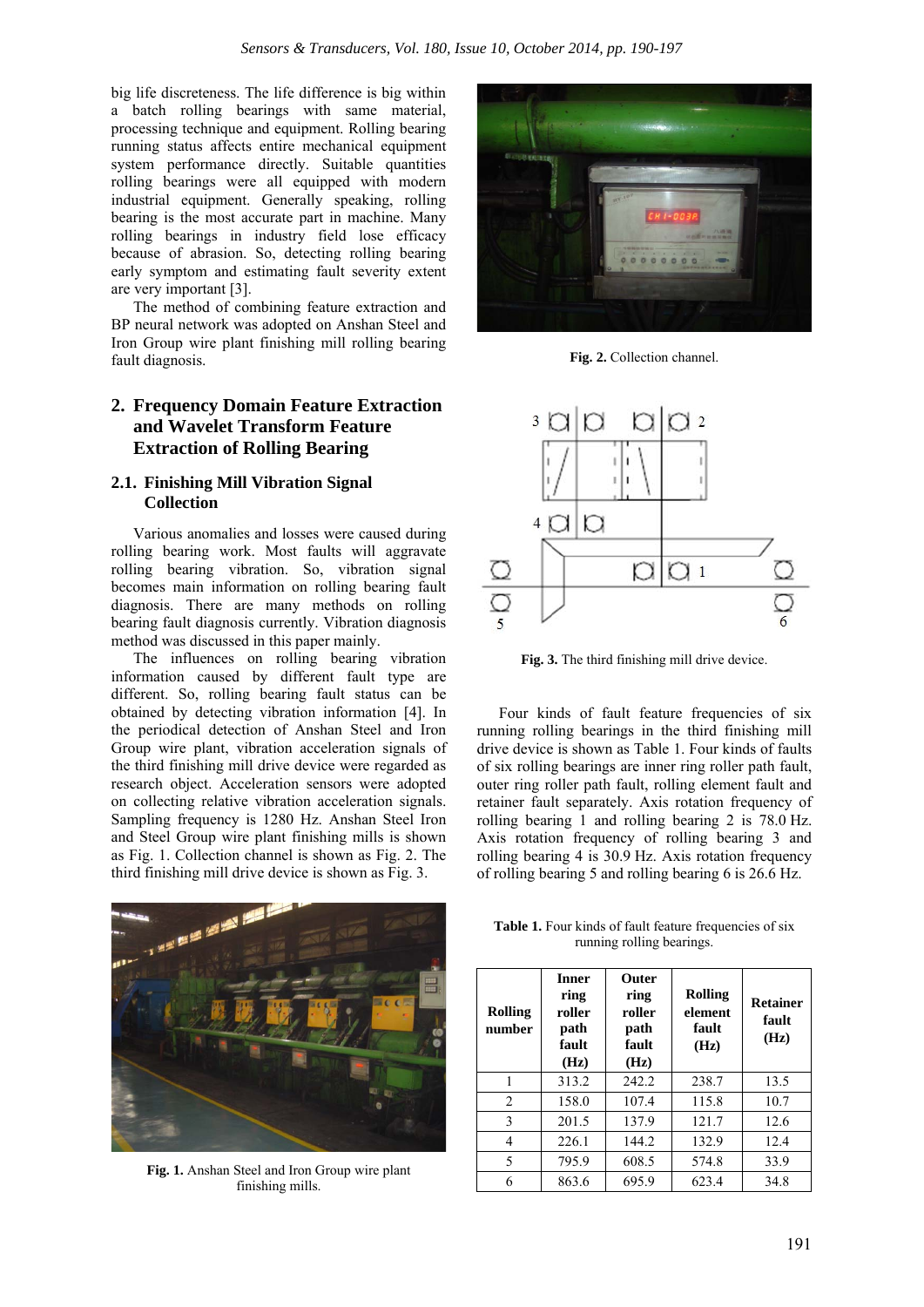big life discreteness. The life difference is big within a batch rolling bearings with same material, processing technique and equipment. Rolling bearing running status affects entire mechanical equipment system performance directly. Suitable quantities rolling bearings were all equipped with modern industrial equipment. Generally speaking, rolling bearing is the most accurate part in machine. Many rolling bearings in industry field lose efficacy because of abrasion. So, detecting rolling bearing early symptom and estimating fault severity extent are very important [3].

The method of combining feature extraction and BP neural network was adopted on Anshan Steel and Iron Group wire plant finishing mill rolling bearing fault diagnosis.

## 2. Frequency Domain Feature Extraction and Wavelet Transform Feature Extraction of Rolling Bearing

### 2.1. Finishing Mill Vibration Signal Collection

Various anomalies and losses were caused during rolling bearing work. Most faults will aggravate rolling bearing vibration. So, vibration signal becomes main information on rolling bearing fault diagnosis. There are many methods on rolling bearing fault diagnosis currently. Vibration diagnosis method was discussed in this paper mainly.

The influences on rolling bearing vibration information caused by different fault type are different. So, rolling bearing fault status can be obtained by detecting vibration information [4]. In the periodical detection of Anshan Steel and Iron Group wire plant, vibration acceleration signals of the third finishing mill drive device were regarded as research object. Acceleration sensors were adopted on collecting relative vibration acceleration signals. Sampling frequency is 1280 Hz. Anshan Steel Iron and Steel Group wire plant finishing mills is shown as Fig. 1. Collection channel is shown as Fig. 2. The third finishing mill drive device is shown as Fig. 3.

**Fig. 1.** Anshan Steel and Iron Group wire plant finishing mills.

**Fig. 2.** Collection channel.

**Fig. 3.** The third finishing mill drive device.

Four kinds of fault feature frequencies of six running rolling bearings in the third finishing mill drive device is shown as Table 1. Four kinds of faults of six rolling bearings are inner ring roller path fault, outer ring roller path fault, rolling element fault and retainer fault separately. Axis rotation frequency of rolling bearing 1 and rolling bearing 2 is 78.0 Hz. Axis rotation frequency of rolling bearing 3 and rolling bearing 4 is 30.9 Hz. Axis rotation frequency of rolling bearing 5 and rolling bearing 6 is 26.6 Hz.

**Table 1.** Four kinds of fault feature frequencies of six running rolling bearings.

| Rolling number | Inner ring roller path fault (Hz) | Outer ring roller path fault (Hz) | Rolling element fault (Hz) | Retainer fault (Hz) |
|---|---|---|---|---|
| 1 | 313.2 | 242.2 | 238.7 | 13.5 |
| 2 | 158.0 | 107.4 | 115.8 | 10.7 |
| 3 | 201.5 | 137.9 | 121.7 | 12.6 |
| 4 | 226.1 | 144.2 | 132.9 | 12.4 |
| 5 | 795.9 | 608.5 | 574.8 | 33.9 |
| 6 | 863.6 | 695.9 | 623.4 | 34.8 |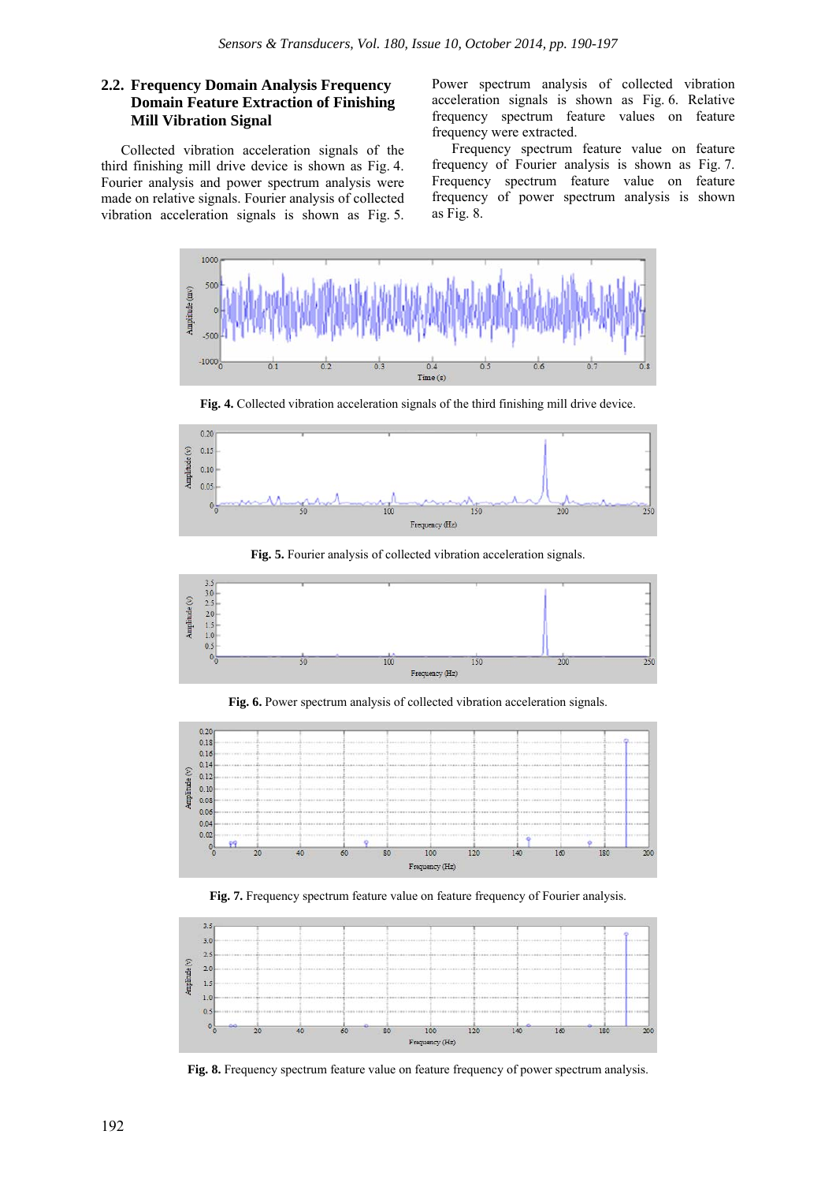## 2.2. Frequency Domain Analysis Frequency Domain Feature Extraction of Finishing Mill Vibration Signal

Collected vibration acceleration signals of the third finishing mill drive device is shown as Fig. 4. Fourier analysis and power spectrum analysis were made on relative signals. Fourier analysis of collected vibration acceleration signals is shown as Fig. 5. Power spectrum analysis of collected vibration acceleration signals is shown as Fig. 6. Relative frequency spectrum feature values on feature frequency were extracted.

Frequency spectrum feature value on feature frequency of Fourier analysis is shown as Fig. 7. Frequency spectrum feature value on feature frequency of power spectrum analysis is shown as Fig. 8.

**Fig. 4.** Collected vibration acceleration signals of the third finishing mill drive device.

**Fig. 5.** Fourier analysis of collected vibration acceleration signals.

**Fig. 6.** Power spectrum analysis of collected vibration acceleration signals.

**Fig. 7.** Frequency spectrum feature value on feature frequency of Fourier analysis.

**Fig. 8.** Frequency spectrum feature value on feature frequency of power spectrum analysis.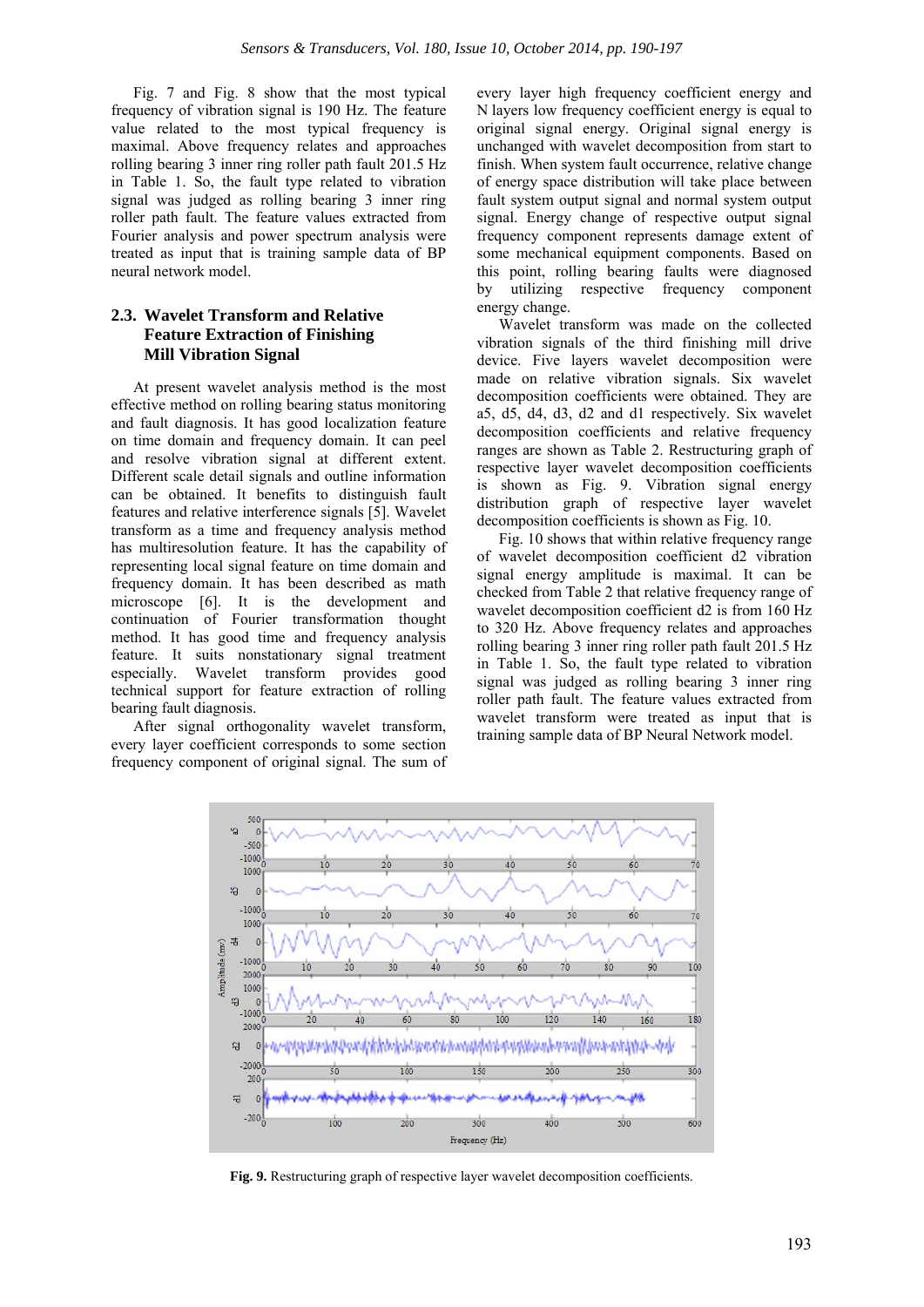Fig. 7 and Fig. 8 show that the most typical frequency of vibration signal is 190 Hz. The feature value related to the most typical frequency is maximal. Above frequency relates and approaches rolling bearing 3 inner ring roller path fault 201.5 Hz in Table 1. So, the fault type related to vibration signal was judged as rolling bearing 3 inner ring roller path fault. The feature values extracted from Fourier analysis and power spectrum analysis were treated as input that is training sample data of BP neural network model.

## 2.3. Wavelet Transform and Relative Feature Extraction of Finishing Mill Vibration Signal

At present wavelet analysis method is the most effective method on rolling bearing status monitoring and fault diagnosis. It has good localization feature on time domain and frequency domain. It can peel and resolve vibration signal at different extent. Different scale detail signals and outline information can be obtained. It benefits to distinguish fault features and relative interference signals [5]. Wavelet transform as a time and frequency analysis method has multiresolution feature. It has the capability of representing local signal feature on time domain and frequency domain. It has been described as math microscope [6]. It is the development and continuation of Fourier transformation thought method. It has good time and frequency analysis feature. It suits nonstationary signal treatment especially. Wavelet transform provides good technical support for feature extraction of rolling bearing fault diagnosis.

After signal orthogonality wavelet transform, every layer coefficient corresponds to some section frequency component of original signal. The sum of every layer high frequency coefficient energy and N layers low frequency coefficient energy is equal to original signal energy. Original signal energy is unchanged with wavelet decomposition from start to finish. When system fault occurrence, relative change of energy space distribution will take place between fault system output signal and normal system output signal. Energy change of respective output signal frequency component represents damage extent of some mechanical equipment components. Based on this point, rolling bearing faults were diagnosed by utilizing respective frequency component energy change.

Wavelet transform was made on the collected vibration signals of the third finishing mill drive device. Five layers wavelet decomposition were made on relative vibration signals. Six wavelet decomposition coefficients were obtained. They are a5, d5, d4, d3, d2 and d1 respectively. Six wavelet decomposition coefficients and relative frequency ranges are shown as Table 2. Restructuring graph of respective layer wavelet decomposition coefficients is shown as Fig. 9. Vibration signal energy distribution graph of respective layer wavelet decomposition coefficients is shown as Fig. 10.

Fig. 10 shows that within relative frequency range of wavelet decomposition coefficient d2 vibration signal energy amplitude is maximal. It can be checked from Table 2 that relative frequency range of wavelet decomposition coefficient d2 is from 160 Hz to 320 Hz. Above frequency relates and approaches rolling bearing 3 inner ring roller path fault 201.5 Hz in Table 1. So, the fault type related to vibration signal was judged as rolling bearing 3 inner ring roller path fault. The feature values extracted from wavelet transform were treated as input that is training sample data of BP Neural Network model.

**Fig. 9.** Restructuring graph of respective layer wavelet decomposition coefficients.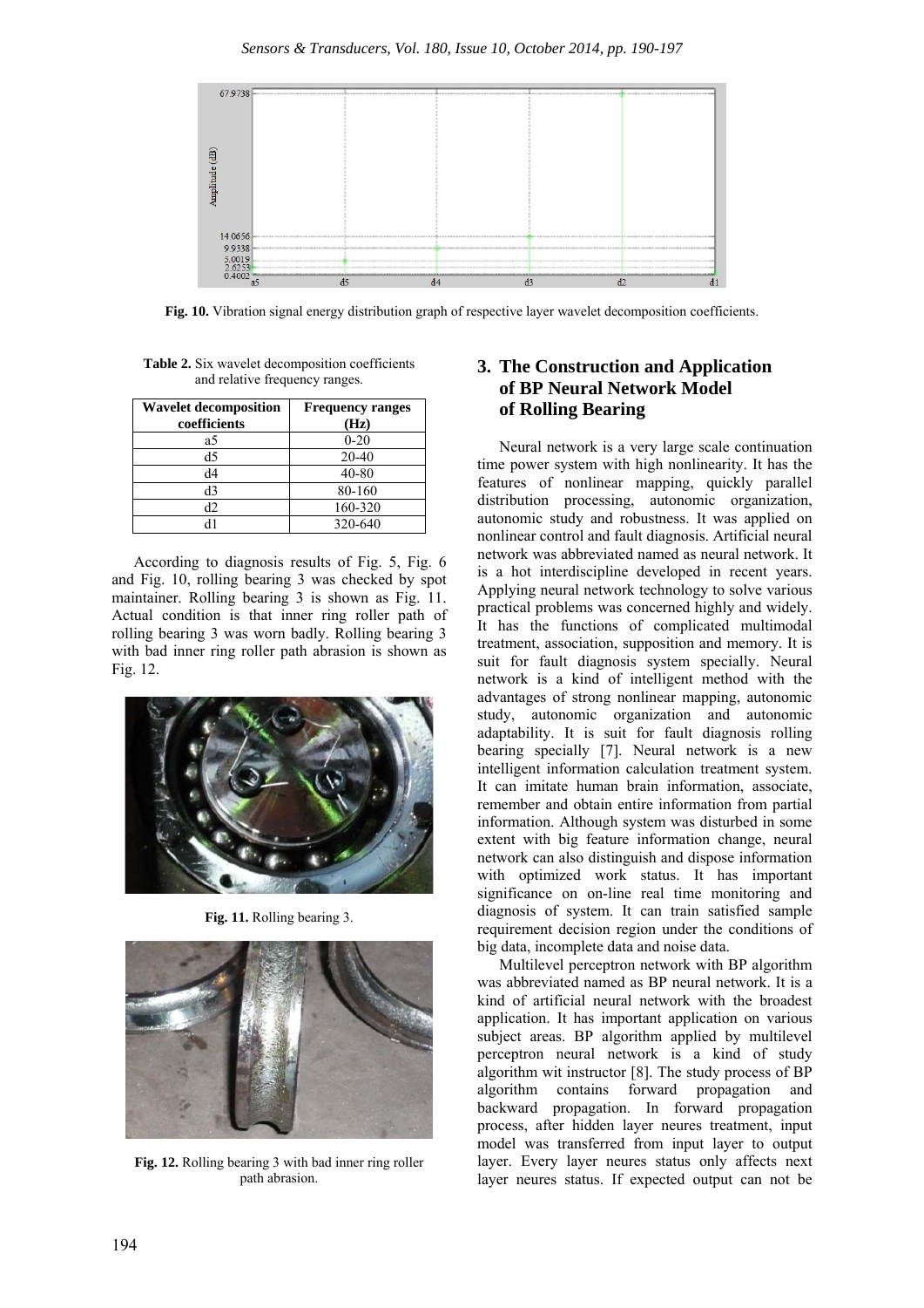**Fig. 10.** Vibration signal energy distribution graph of respective layer wavelet decomposition coefficients.

**Table 2.** Six wavelet decomposition coefficients and relative frequency ranges.

| Wavelet decomposition coefficients | Frequency ranges (Hz) |
|---|---|
| a5 | 0-20 |
| d5 | 20-40 |
| d4 | 40-80 |
| d3 | 80-160 |
| d2 | 160-320 |
| d1 | 320-640 |

According to diagnosis results of Fig. 5, Fig. 6 and Fig. 10, rolling bearing 3 was checked by spot maintainer. Rolling bearing 3 is shown as Fig. 11. Actual condition is that inner ring roller path of rolling bearing 3 was worn badly. Rolling bearing 3 with bad inner ring roller path abrasion is shown as Fig. 12.

**Fig. 11.** Rolling bearing 3.

**Fig. 12.** Rolling bearing 3 with bad inner ring roller path abrasion.

## 3. The Construction and Application of BP Neural Network Model of Rolling Bearing

Neural network is a very large scale continuation time power system with high nonlinearity. It has the features of nonlinear mapping, quickly parallel distribution processing, autonomic organization, autonomic study and robustness. It was applied on nonlinear control and fault diagnosis. Artificial neural network was abbreviated named as neural network. It is a hot interdiscipline developed in recent years. Applying neural network technology to solve various practical problems was concerned highly and widely. It has the functions of complicated multimodal treatment, association, supposition and memory. It is suit for fault diagnosis system specially. Neural network is a kind of intelligent method with the advantages of strong nonlinear mapping, autonomic study, autonomic organization and autonomic adaptability. It is suit for fault diagnosis rolling bearing specially [7]. Neural network is a new intelligent information calculation treatment system. It can imitate human brain information, associate, remember and obtain entire information from partial information. Although system was disturbed in some extent with big feature information change, neural network can also distinguish and dispose information with optimized work status. It has important significance on on-line real time monitoring and diagnosis of system. It can train satisfied sample requirement decision region under the conditions of big data, incomplete data and noise data.

Multilevel perceptron network with BP algorithm was abbreviated named as BP neural network. It is a kind of artificial neural network with the broadest application. It has important application on various subject areas. BP algorithm applied by multilevel perceptron neural network is a kind of study algorithm wit instructor [8]. The study process of BP algorithm contains forward propagation and backward propagation. In forward propagation process, after hidden layer neures treatment, input model was transferred from input layer to output layer. Every layer neures status only affects next layer neures status. If expected output can not be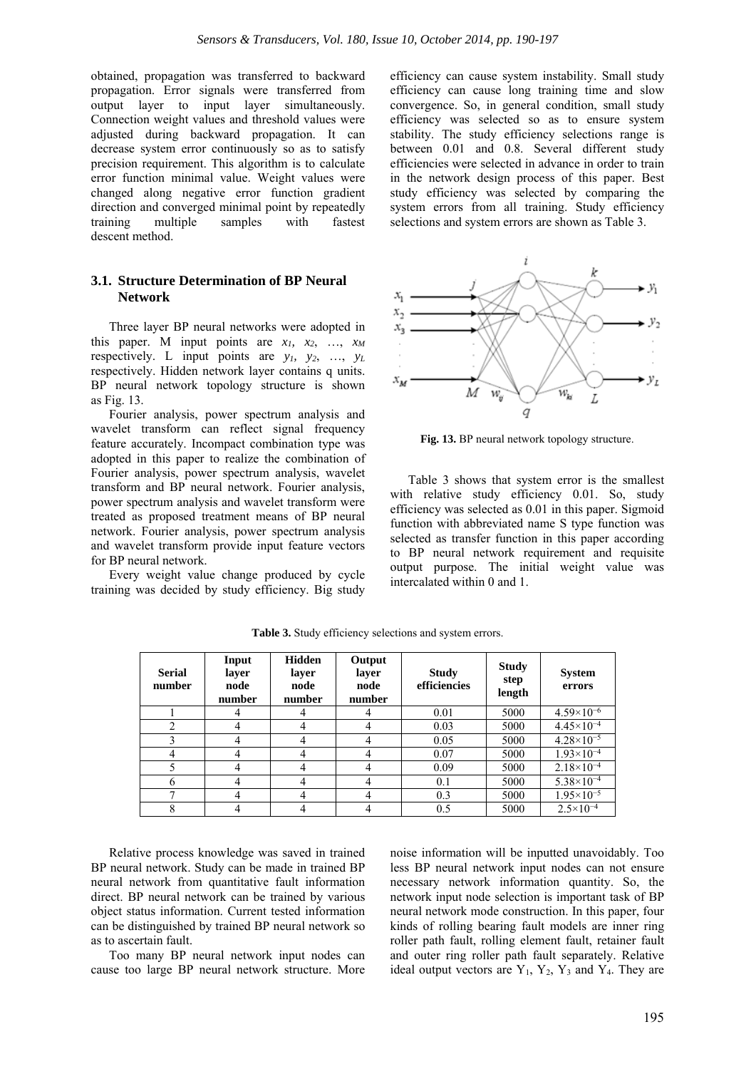obtained, propagation was transferred to backward propagation. Error signals were transferred from output layer to input layer simultaneously. Connection weight values and threshold values were adjusted during backward propagation. It can decrease system error continuously so as to satisfy precision requirement. This algorithm is to calculate error function minimal value. Weight values were changed along negative error function gradient direction and converged minimal point by repeatedly training multiple samples with fastest descent method.

### 3.1. Structure Determination of BP Neural Network

Three layer BP neural networks were adopted in this paper. M input points are $x_1$, $x_2$, …, $x_M$ respectively. L input points are $y_1$, $y_2$, …, $y_L$ respectively. Hidden network layer contains q units. BP neural network topology structure is shown as Fig. 13.

Fourier analysis, power spectrum analysis and wavelet transform can reflect signal frequency feature accurately. Incompact combination type was adopted in this paper to realize the combination of Fourier analysis, power spectrum analysis, wavelet transform and BP neural network. Fourier analysis, power spectrum analysis and wavelet transform were treated as proposed treatment means of BP neural network. Fourier analysis, power spectrum analysis and wavelet transform provide input feature vectors for BP neural network.

Every weight value change produced by cycle training was decided by study efficiency. Big study efficiency can cause system instability. Small study efficiency can cause long training time and slow convergence. So, in general condition, small study efficiency was selected so as to ensure system stability. The study efficiency selections range is between 0.01 and 0.8. Several different study efficiencies were selected in advance in order to train in the network design process of this paper. Best study efficiency was selected by comparing the system errors from all training. Study efficiency selections and system errors are shown as Table 3.

**Fig. 13.** BP neural network topology structure.

Table 3 shows that system error is the smallest with relative study efficiency 0.01. So, study efficiency was selected as 0.01 in this paper. Sigmoid function with abbreviated name S type function was selected as transfer function in this paper according to BP neural network requirement and requisite output purpose. The initial weight value was intercalated within 0 and 1.

**Table 3.** Study efficiency selections and system errors.

| Serial number | Input layer node number | Hidden layer node number | Output layer node number | Study efficiencies | Study step length | System errors |
|---|---|---|---|---|---|---|
| 1 | 4 | 4 | 4 | 0.01 | 5000 | $4.59\times10^{-6}$ |
| 2 | 4 | 4 | 4 | 0.03 | 5000 | $4.45\times10^{-4}$ |
| 3 | 4 | 4 | 4 | 0.05 | 5000 | $4.28\times10^{-5}$ |
| 4 | 4 | 4 | 4 | 0.07 | 5000 | $1.93\times10^{-4}$ |
| 5 | 4 | 4 | 4 | 0.09 | 5000 | $2.18\times10^{-4}$ |
| 6 | 4 | 4 | 4 | 0.1 | 5000 | $5.38\times10^{-4}$ |
| 7 | 4 | 4 | 4 | 0.3 | 5000 | $1.95\times10^{-5}$ |
| 8 | 4 | 4 | 4 | 0.5 | 5000 | $2.5\times10^{-4}$ |

Relative process knowledge was saved in trained BP neural network. Study can be made in trained BP neural network from quantitative fault information direct. BP neural network can be trained by various object status information. Current tested information can be distinguished by trained BP neural network so as to ascertain fault.

Too many BP neural network input nodes can cause too large BP neural network structure. More noise information will be inputted unavoidably. Too less BP neural network input nodes can not ensure necessary network information quantity. So, the network input node selection is important task of BP neural network mode construction. In this paper, four kinds of rolling bearing fault models are inner ring roller path fault, rolling element fault, retainer fault and outer ring roller path fault separately. Relative ideal output vectors are $Y_1$, $Y_2$, $Y_3$ and $Y_4$. They are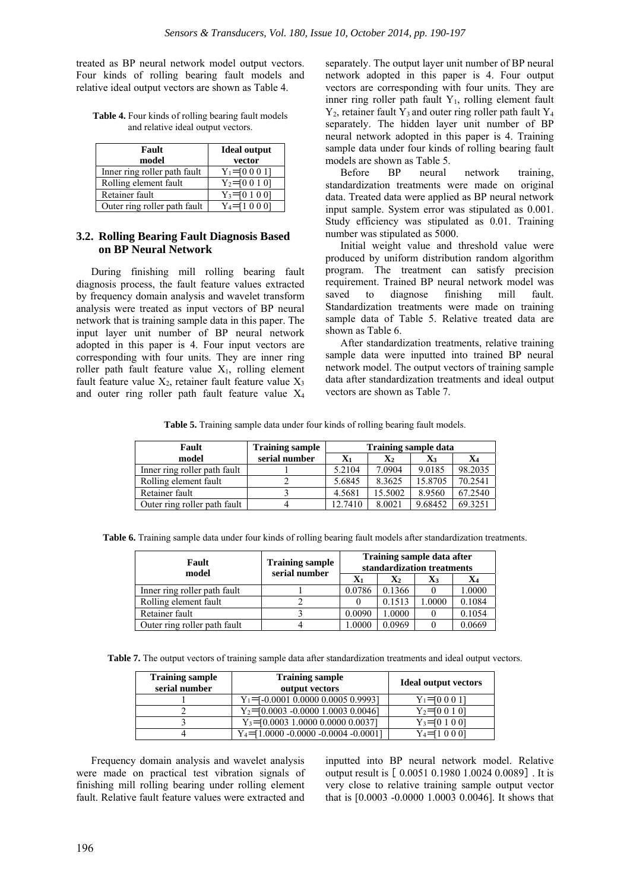treated as BP neural network model output vectors. Four kinds of rolling bearing fault models and relative ideal output vectors are shown as Table 4.

**Table 4.** Four kinds of rolling bearing fault models and relative ideal output vectors.

| Fault model | Ideal output vector |
|---|---|
| Inner ring roller path fault | $Y_1$=[0 0 0 1] |
| Rolling element fault | $Y_2$=[0 0 1 0] |
| Retainer fault | $Y_3$=[0 1 0 0] |
| Outer ring roller path fault | $Y_4$=[1 0 0 0] |

### 3.2. Rolling Bearing Fault Diagnosis Based on BP Neural Network

During finishing mill rolling bearing fault diagnosis process, the fault feature values extracted by frequency domain analysis and wavelet transform analysis were treated as input vectors of BP neural network that is training sample data in this paper. The input layer unit number of BP neural network adopted in this paper is 4. Four input vectors are corresponding with four units. They are inner ring roller path fault feature value $X_1$, rolling element fault feature value $X_2$, retainer fault feature value $X_3$ and outer ring roller path fault feature value $X_4$ separately. The output layer unit number of BP neural network adopted in this paper is 4. Four output vectors are corresponding with four units. They are inner ring roller path fault $Y_1$, rolling element fault $Y_2$, retainer fault $Y_3$ and outer ring roller path fault $Y_4$ separately. The hidden layer unit number of BP neural network adopted in this paper is 4. Training sample data under four kinds of rolling bearing fault models are shown as Table 5.

Before BP neural network training, standardization treatments were made on original data. Treated data were applied as BP neural network input sample. System error was stipulated as 0.001. Study efficiency was stipulated as 0.01. Training number was stipulated as 5000.

Initial weight value and threshold value were produced by uniform distribution random algorithm program. The treatment can satisfy precision requirement. Trained BP neural network model was saved to diagnose finishing mill fault. Standardization treatments were made on training sample data of Table 5. Relative treated data are shown as Table 6.

After standardization treatments, relative training sample data were inputted into trained BP neural network model. The output vectors of training sample data after standardization treatments and ideal output vectors are shown as Table 7.

**Table 5.** Training sample data under four kinds of rolling bearing fault models.

| Fault model | Training sample serial number | Training sample data | | | |
|---|---|---|---|---|---|
| | | $X_1$ | $X_2$ | $X_3$ | $X_4$ |
| Inner ring roller path fault | 1 | 5.2104 | 7.0904 | 9.0185 | 98.2035 |
| Rolling element fault | 2 | 5.6845 | 8.3625 | 15.8705 | 70.2541 |
| Retainer fault | 3 | 4.5681 | 15.5002 | 8.9560 | 67.2540 |
| Outer ring roller path fault | 4 | 12.7410 | 8.0021 | 9.68452 | 69.3251 |

**Table 6.** Training sample data under four kinds of rolling bearing fault models after standardization treatments.

| Fault model | Training sample serial number | Training sample data after standardization treatments | | | |
|---|---|---|---|---|---|
| | | $X_1$ | $X_2$ | $X_3$ | $X_4$ |
| Inner ring roller path fault | 1 | 0.0786 | 0.1366 | 0 | 1.0000 |
| Rolling element fault | 2 | 0 | 0.1513 | 1.0000 | 0.1084 |
| Retainer fault | 3 | 0.0090 | 1.0000 | 0 | 0.1054 |
| Outer ring roller path fault | 4 | 1.0000 | 0.0969 | 0 | 0.0669 |

**Table 7.** The output vectors of training sample data after standardization treatments and ideal output vectors.

| Training sample serial number | Training sample output vectors | Ideal output vectors |
|---|---|---|
| 1 | $Y_1$=[-0.0001 0.0000 0.0005 0.9993] | $Y_1$=[0 0 0 1] |
| 2 | $Y_2$=[0.0003 -0.0000 1.0003 0.0046] | $Y_2$=[0 0 1 0] |
| 3 | $Y_3$=[0.0003 1.0000 0.0000 0.0037] | $Y_3$=[0 1 0 0] |
| 4 | $Y_4$=[1.0000 -0.0000 -0.0004 -0.0001] | $Y_4$=[1 0 0 0] |

Frequency domain analysis and wavelet analysis were made on practical test vibration signals of finishing mill rolling bearing under rolling element fault. Relative fault feature values were extracted and inputted into BP neural network model. Relative output result is [0.0051 0.1980 1.0024 0.0089]. It is very close to relative training sample output vector that is [0.0003 -0.0000 1.0003 0.0046]. It shows that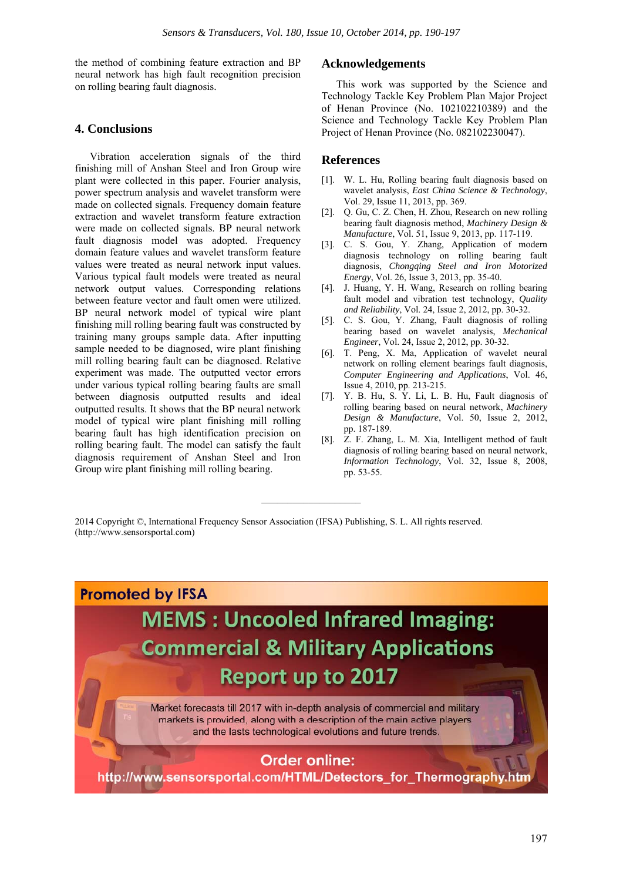the method of combining feature extraction and BP neural network has high fault recognition precision on rolling bearing fault diagnosis.

## 4. Conclusions

Vibration acceleration signals of the third finishing mill of Anshan Steel and Iron Group wire plant were collected in this paper. Fourier analysis, power spectrum analysis and wavelet transform were made on collected signals. Frequency domain feature extraction and wavelet transform feature extraction were made on collected signals. BP neural network fault diagnosis model was adopted. Frequency domain feature values and wavelet transform feature values were treated as neural network input values. Various typical fault models were treated as neural network output values. Corresponding relations between feature vector and fault omen were utilized. BP neural network model of typical wire plant finishing mill rolling bearing fault was constructed by training many groups sample data. After inputting sample needed to be diagnosed, wire plant finishing mill rolling bearing fault can be diagnosed. Relative experiment was made. The outputted vector errors under various typical rolling bearing faults are small between diagnosis outputted results and ideal outputted results. It shows that the BP neural network model of typical wire plant finishing mill rolling bearing fault has high identification precision on rolling bearing fault. The model can satisfy the fault diagnosis requirement of Anshan Steel and Iron Group wire plant finishing mill rolling bearing.

## Acknowledgements

This work was supported by the Science and Technology Tackle Key Problem Plan Major Project of Henan Province (No. 102102210389) and the Science and Technology Tackle Key Problem Plan Project of Henan Province (No. 082102230047).

## References

[1]. W. L. Hu, Rolling bearing fault diagnosis based on wavelet analysis, *East China Science & Technology*, Vol. 29, Issue 11, 2013, pp. 369.

[2]. Q. Gu, C. Z. Chen, H. Zhou, Research on new rolling bearing fault diagnosis method, *Machinery Design & Manufacture*, Vol. 51, Issue 9, 2013, pp. 117-119.

[3]. C. S. Gou, Y. Zhang, Application of modern diagnosis technology on rolling bearing fault diagnosis, *Chongqing Steel and Iron Motorized Energy*, Vol. 26, Issue 3, 2013, pp. 35-40.

[4]. J. Huang, Y. H. Wang, Research on rolling bearing fault model and vibration test technology, *Quality and Reliability*, Vol. 24, Issue 2, 2012, pp. 30-32.

[5]. C. S. Gou, Y. Zhang, Fault diagnosis of rolling bearing based on wavelet analysis, *Mechanical Engineer*, Vol. 24, Issue 2, 2012, pp. 30-32.

[6]. T. Peng, X. Ma, Application of wavelet neural network on rolling element bearings fault diagnosis, *Computer Engineering and Applications*, Vol. 46, Issue 4, 2010, pp. 213-215.

[7]. Y. B. Hu, S. Y. Li, L. B. Hu, Fault diagnosis of rolling bearing based on neural network, *Machinery Design & Manufacture*, Vol. 50, Issue 2, 2012, pp. 187-189.

[8]. Z. F. Zhang, L. M. Xia, Intelligent method of fault diagnosis of rolling bearing based on neural network, *Information Technology*, Vol. 32, Issue 8, 2008, pp. 53-55.

---

2014 Copyright ©, International Frequency Sensor Association (IFSA) Publishing, S. L. All rights reserved. (http://www.sensorsportal.com)

Promoted by IFSA

MEMS : Uncooled Infrared Imaging: Commercial & Military Applications Report up to 2017

Market forecasts till 2017 with in-depth analysis of commercial and military markets is provided, along with a description of the main active players and the lasts technological evolutions and future trends.

Order online: http://www.sensorsportal.com/HTML/Detectors_for_Thermography.htm